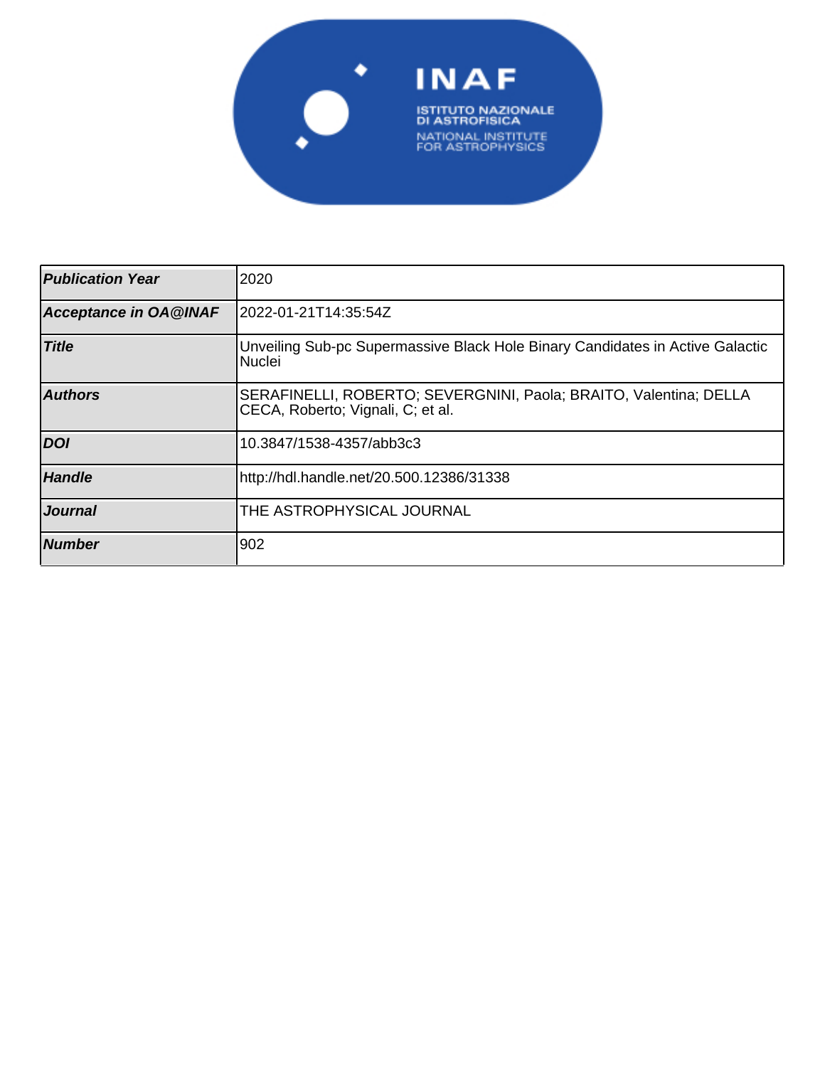| Publication Year | 2020 |
|---|---|
| Acceptance in OA@INAF | 2022-01-21T14:35:54Z |
| Title | Unveiling Sub-pc Supermassive Black Hole Binary Candidates in Active Galactic Nuclei |
| Authors | SERAFINELLI, ROBERTO; SEVERGNINI, Paola; BRAITO, Valentina; DELLA CECA, Roberto; Vignali, C; et al. |
| DOI | 10.3847/1538-4357/abb3c3 |
| Handle | http://hdl.handle.net/20.500.12386/31338 |
| Journal | THE ASTROPHYSICAL JOURNAL |
| Number | 902 |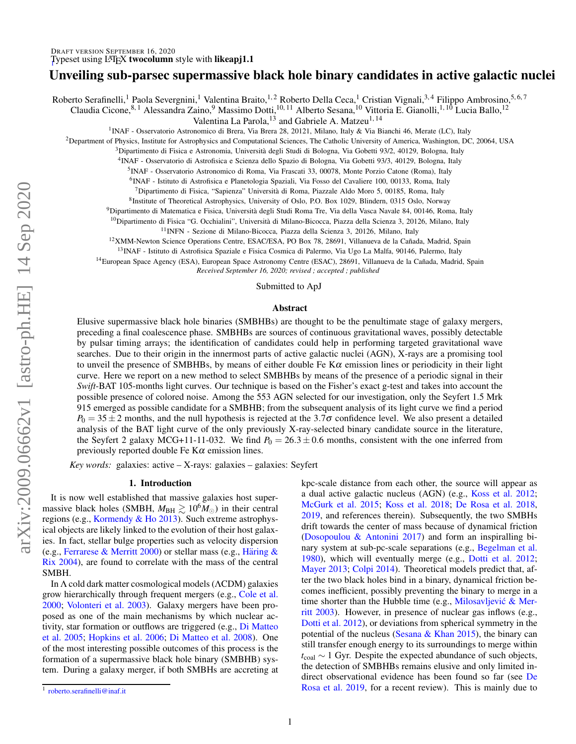# Unveiling sub-parsec supermassive black hole binary candidates in active galactic nuclei

Roberto Serafinelli,[1] Paola Severgnini,[1] Valentina Braito,[1,2] Roberto Della Ceca,[1] Cristian Vignali,[3,4] Filippo Ambrosino,[5,6,7] Claudia Cicone,[8,1] Alessandra Zaino,[9] Massimo Dotti,[10,11] Alberto Sesana,[10] Vittoria E. Gianolli,[1,10] Lucia Ballo,[12] Valentina La Parola,[13] and Gabriele A. Matzeu[1,14]

[1]INAF - Osservatorio Astronomico di Brera, Via Brera 28, 20121, Milano, Italy & Via Bianchi 46, Merate (LC), Italy
[2]Department of Physics, Institute for Astrophysics and Computational Sciences, The Catholic University of America, Washington, DC, 20064, USA
[3]Dipartimento di Fisica e Astronomia, Università degli Studi di Bologna, Via Gobetti 93/2, 40129, Bologna, Italy
[4]INAF - Osservatorio di Astrofisica e Scienza dello Spazio di Bologna, Via Gobetti 93/3, 40129, Bologna, Italy
[5]INAF - Osservatorio Astronomico di Roma, Via Frascati 33, 00078, Monte Porzio Catone (Roma), Italy
[6]INAF - Istituto di Astrofisica e Planetologia Spaziali, Via Fosso del Cavaliere 100, 00133, Roma, Italy
[7]Dipartimento di Fisica, "Sapienza" Università di Roma, Piazzale Aldo Moro 5, 00185, Roma, Italy
[8]Institute of Theoretical Astrophysics, University of Oslo, P.O. Box 1029, Blindern, 0315 Oslo, Norway
[9]Dipartimento di Matematica e Fisica, Università degli Studi Roma Tre, Via della Vasca Navale 84, 00146, Roma, Italy
[10]Dipartimento di Fisica "G. Occhialini", Università di Milano-Bicocca, Piazza della Scienza 3, 20126, Milano, Italy
[11]INFN - Sezione di Milano-Bicocca, Piazza della Scienza 3, 20126, Milano, Italy
[12]XMM-Newton Science Operations Centre, ESAC/ESA, PO Box 78, 28691, Villanueva de la Cañada, Madrid, Spain
[13]INAF - Istituto di Astrofisica Spaziale e Fisica Cosmica di Palermo, Via Ugo La Malfa, 90146, Palermo, Italy
[14]European Space Agency (ESA), European Space Astronomy Centre (ESAC), 28691, Villanueva de la Cañada, Madrid, Spain

*Received September 16, 2020; revised ; accepted ; published*

Submitted to ApJ

## Abstract

Elusive supermassive black hole binaries (SMBHBs) are thought to be the penultimate stage of galaxy mergers, preceding a final coalescence phase. SMBHBs are sources of continuous gravitational waves, possibly detectable by pulsar timing arrays; the identification of candidates could help in performing targeted gravitational wave searches. Due to their origin in the innermost parts of active galactic nuclei (AGN), X-rays are a promising tool to unveil the presence of SMBHBs, by means of either double Fe K$\alpha$ emission lines or periodicity in their light curve. Here we report on a new method to select SMBHBs by means of the presence of a periodic signal in their *Swift*-BAT 105-months light curves. Our technique is based on the Fisher's exact g-test and takes into account the possible presence of colored noise. Among the 553 AGN selected for our investigation, only the Seyfert 1.5 Mrk 915 emerged as possible candidate for a SMBHB; from the subsequent analysis of its light curve we find a period $P_0 = 35 \pm 2$ months, and the null hypothesis is rejected at the $3.7\sigma$ confidence level. We also present a detailed analysis of the BAT light curve of the only previously X-ray-selected binary candidate source in the literature, the Seyfert 2 galaxy MCG+11-11-032. We find $P_0 = 26.3 \pm 0.6$ months, consistent with the one inferred from previously reported double Fe K$\alpha$ emission lines.

*Key words:* galaxies: active – X-rays: galaxies – galaxies: Seyfert

## 1. Introduction

It is now well established that massive galaxies host supermassive black holes (SMBH, $M_{\rm BH} \gtrsim 10^6 M_\odot$) in their central regions (e.g., Kormendy & Ho 2013). Such extreme astrophysical objects are likely linked to the evolution of their host galaxies. In fact, stellar bulge properties such as velocity dispersion (e.g., Ferrarese & Merritt 2000) or stellar mass (e.g., Häring & Rix 2004), are found to correlate with the mass of the central SMBH.

In $\Lambda$ cold dark matter cosmological models ($\Lambda$CDM) galaxies grow hierarchically through frequent mergers (e.g., Cole et al. 2000; Volonteri et al. 2003). Galaxy mergers have been proposed as one of the main mechanisms by which nuclear activity, star formation or outflows are triggered (e.g., Di Matteo et al. 2005; Hopkins et al. 2006; Di Matteo et al. 2008). One of the most interesting possible outcomes of this process is the formation of a supermassive black hole binary (SMBHB) system. During a galaxy merger, if both SMBHs are accreting at kpc-scale distance from each other, the source will appear as a dual active galactic nucleus (AGN) (e.g., Koss et al. 2012; McGurk et al. 2015; Koss et al. 2018; De Rosa et al. 2018, 2019, and references therein). Subsequently, the two SMBHs drift towards the center of mass because of dynamical friction (Dosopoulou & Antonini 2017) and form an inspiralling binary system at sub-pc-scale separations (e.g., Begelman et al. 1980), which will eventually merge (e.g., Dotti et al. 2012; Mayer 2013; Colpi 2014). Theoretical models predict that, after the two black holes bind in a binary, dynamical friction becomes inefficient, possibly preventing the binary to merge in a time shorter than the Hubble time (e.g., Milosavljević & Merritt 2003). However, in presence of nuclear gas inflows (e.g., Dotti et al. 2012), or deviations from spherical symmetry in the potential of the nucleus (Sesana & Khan 2015), the binary can still transfer enough energy to its surroundings to merge within $t_{\rm coal} \sim 1$ Gyr. Despite the expected abundance of such objects, the detection of SMBHBs remains elusive and only limited indirect observational evidence has been found so far (see De Rosa et al. 2019, for a recent review). This is mainly due to

[1] roberto.serafinelli@inaf.it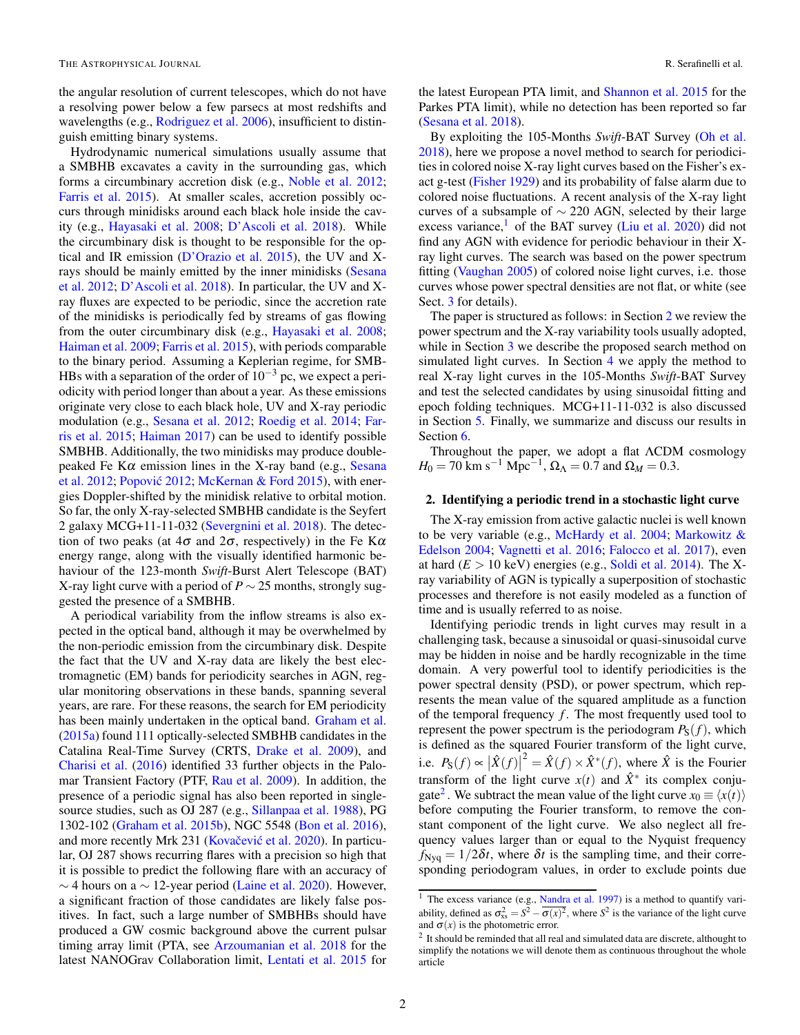the angular resolution of current telescopes, which do not have a resolving power below a few parsecs at most redshifts and wavelengths (e.g., Rodriguez et al. 2006), insufficient to distinguish emitting binary systems.

Hydrodynamic numerical simulations usually assume that a SMBHB excavates a cavity in the surrounding gas, which forms a circumbinary accretion disk (e.g., Noble et al. 2012; Farris et al. 2015). At smaller scales, accretion possibly occurs through minidisks around each black hole inside the cavity (e.g., Hayasaki et al. 2008; D'Ascoli et al. 2018). While the circumbinary disk is thought to be responsible for the optical and IR emission (D'Orazio et al. 2015), the UV and X-rays should be mainly emitted by the inner minidisks (Sesana et al. 2012; D'Ascoli et al. 2018). In particular, the UV and X-ray fluxes are expected to be periodic, since the accretion rate of the minidisks is periodically fed by streams of gas flowing from the outer circumbinary disk (e.g., Hayasaki et al. 2008; Haiman et al. 2009; Farris et al. 2015), with periods comparable to the binary period. Assuming a Keplerian regime, for SMBHBs with a separation of the order of $10^{-3}$ pc, we expect a periodicity with period longer than about a year. As these emissions originate very close to each black hole, UV and X-ray periodic modulation (e.g., Sesana et al. 2012; Roedig et al. 2014; Farris et al. 2015; Haiman 2017) can be used to identify possible SMBHB. Additionally, the two minidisks may produce double-peaked Fe K$\alpha$ emission lines in the X-ray band (e.g., Sesana et al. 2012; Popović 2012; McKernan & Ford 2015), with energies Doppler-shifted by the minidisk relative to orbital motion. So far, the only X-ray-selected SMBHB candidate is the Seyfert 2 galaxy MCG+11-11-032 (Severgnini et al. 2018). The detection of two peaks (at $4\sigma$ and $2\sigma$, respectively) in the Fe K$\alpha$ energy range, along with the visually identified harmonic behaviour of the 123-month *Swift*-Burst Alert Telescope (BAT) X-ray light curve with a period of $P \sim 25$ months, strongly suggested the presence of a SMBHB.

A periodical variability from the inflow streams is also expected in the optical band, although it may be overwhelmed by the non-periodic emission from the circumbinary disk. Despite the fact that the UV and X-ray data are likely the best electromagnetic (EM) bands for periodicity searches in AGN, regular monitoring observations in these bands, spanning several years, are rare. For these reasons, the search for EM periodicity has been mainly undertaken in the optical band. Graham et al. (2015a) found 111 optically-selected SMBHB candidates in the Catalina Real-Time Survey (CRTS, Drake et al. 2009), and Charisi et al. (2016) identified 33 further objects in the Palomar Transient Factory (PTF, Rau et al. 2009). In addition, the presence of a periodic signal has also been reported in single-source studies, such as OJ 287 (e.g., Sillanpaa et al. 1988), PG 1302-102 (Graham et al. 2015b), NGC 5548 (Bon et al. 2016), and more recently Mrk 231 (Kovačević et al. 2020). In particular, OJ 287 shows recurring flares with a precision so high that it is possible to predict the following flare with an accuracy of $\sim 4$ hours on a $\sim 12$-year period (Laine et al. 2020). However, a significant fraction of those candidates are likely false positives. In fact, such a large number of SMBHBs should have produced a GW cosmic background above the current pulsar timing array limit (PTA, see Arzoumanian et al. 2018 for the latest NANOGrav Collaboration limit, Lentati et al. 2015 for the latest European PTA limit, and Shannon et al. 2015 for the Parkes PTA limit), while no detection has been reported so far (Sesana et al. 2018).

By exploiting the 105-Months *Swift*-BAT Survey (Oh et al. 2018), here we propose a novel method to search for periodicities in colored noise X-ray light curves based on the Fisher's exact g-test (Fisher 1929) and its probability of false alarm due to colored noise fluctuations. A recent analysis of the X-ray light curves of a subsample of $\sim 220$ AGN, selected by their large excess variance,[1] of the BAT survey (Liu et al. 2020) did not find any AGN with evidence for periodic behaviour in their X-ray light curves. The search was based on the power spectrum fitting (Vaughan 2005) of colored noise light curves, i.e. those curves whose power spectral densities are not flat, or white (see Sect. 3 for details).

The paper is structured as follows: in Section 2 we review the power spectrum and the X-ray variability tools usually adopted, while in Section 3 we describe the proposed search method on simulated light curves. In Section 4 we apply the method to real X-ray light curves in the 105-Months *Swift*-BAT Survey and test the selected candidates by using sinusoidal fitting and epoch folding techniques. MCG+11-11-032 is also discussed in Section 5. Finally, we summarize and discuss our results in Section 6.

Throughout the paper, we adopt a flat $\Lambda$CDM cosmology $H_0 = 70$ km s$^{-1}$ Mpc$^{-1}$, $\Omega_\Lambda = 0.7$ and $\Omega_M = 0.3$.

## 2. Identifying a periodic trend in a stochastic light curve

The X-ray emission from active galactic nuclei is well known to be very variable (e.g., McHardy et al. 2004; Markowitz & Edelson 2004; Vagnetti et al. 2016; Falocco et al. 2017), even at hard ($E > 10$ keV) energies (e.g., Soldi et al. 2014). The X-ray variability of AGN is typically a superposition of stochastic processes and therefore is not easily modeled as a function of time and is usually referred to as noise.

Identifying periodic trends in light curves may result in a challenging task, because a sinusoidal or quasi-sinusoidal curve may be hidden in noise and be hardly recognizable in the time domain. A very powerful tool to identify periodicities is the power spectral density (PSD), or power spectrum, which represents the mean value of the squared amplitude as a function of the temporal frequency $f$. The most frequently used tool to represent the power spectrum is the periodogram $P_S(f)$, which is defined as the squared Fourier transform of the light curve, i.e. $P_S(f) \propto \left|\hat{X}(f)\right|^2 = \hat{X}(f) \times \hat{X}^*(f)$, where $\hat{X}$ is the Fourier transform of the light curve $x(t)$ and $\hat{X}^*$ its complex conjugate[2]. We subtract the mean value of the light curve $x_0 \equiv \langle x(t) \rangle$ before computing the Fourier transform, to remove the constant component of the light curve. We also neglect all frequency values larger than or equal to the Nyquist frequency $f_{\rm Nyq} = 1/2\delta t$, where $\delta t$ is the sampling time, and their corresponding periodogram values, in order to exclude points due

[1] The excess variance (e.g., Nandra et al. 1997) is a method to quantify variability, defined as $\sigma^2_{\rm xs} = S^2 - \overline{\sigma(x)^2}$, where $S^2$ is the variance of the light curve and $\sigma(x)$ is the photometric error.

[2] It should be reminded that all real and simulated data are discrete, althought to simplify the notations we will denote them as continuous throughout the whole article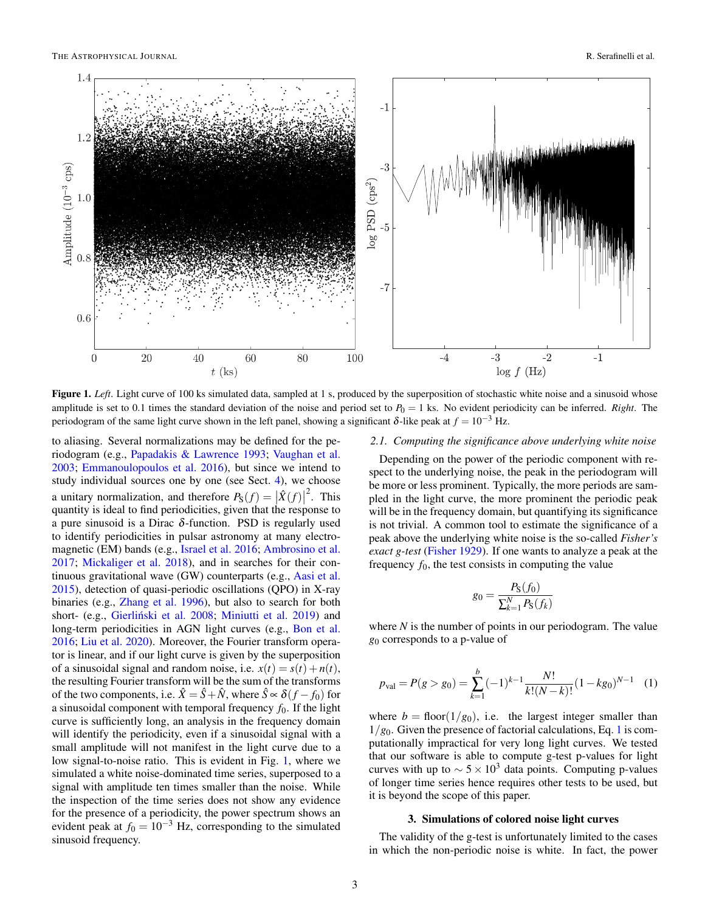**Figure 1.** *Left.* Light curve of 100 ks simulated data, sampled at 1 s, produced by the superposition of stochastic white noise and a sinusoid whose amplitude is set to 0.1 times the standard deviation of the noise and period set to $P_0 = 1$ ks. No evident periodicity can be inferred. *Right.* The periodogram of the same light curve shown in the left panel, showing a significant $\delta$-like peak at $f = 10^{-3}$ Hz.

to aliasing. Several normalizations may be defined for the periodogram (e.g., Papadakis & Lawrence 1993; Vaughan et al. 2003; Emmanoulopoulos et al. 2016), but since we intend to study individual sources one by one (see Sect. 4), we choose a unitary normalization, and therefore $P_{\rm S}(f) = \left|\hat{X}(f)\right|^2$. This quantity is ideal to find periodicities, given that the response to a pure sinusoid is a Dirac $\delta$-function. PSD is regularly used to identify periodicities in pulsar astronomy at many electromagnetic (EM) bands (e.g., Israel et al. 2016; Ambrosino et al. 2017; Mickaliger et al. 2018), and in searches for their continuous gravitational wave (GW) counterparts (e.g., Aasi et al. 2015), detection of quasi-periodic oscillations (QPO) in X-ray binaries (e.g., Zhang et al. 1996), but also to search for both short- (e.g., Gierliński et al. 2008; Miniutti et al. 2019) and long-term periodicities in AGN light curves (e.g., Bon et al. 2016; Liu et al. 2020). Moreover, the Fourier transform operator is linear, and if our light curve is given by the superposition of a sinusoidal signal and random noise, i.e. $x(t) = s(t) + n(t)$, the resulting Fourier transform will be the sum of the transforms of the two components, i.e. $\hat{X} = \hat{S} + \hat{N}$, where $\hat{S} \propto \delta(f - f_0)$ for a sinusoidal component with temporal frequency $f_0$. If the light curve is sufficiently long, an analysis in the frequency domain will identify the periodicity, even if a sinusoidal signal with a small amplitude will not manifest in the light curve due to a low signal-to-noise ratio. This is evident in Fig. 1, where we simulated a white noise-dominated time series, superposed to a signal with amplitude ten times smaller than the noise. While the inspection of the time series does not show any evidence for the presence of a periodicity, the power spectrum shows an evident peak at $f_0 = 10^{-3}$ Hz, corresponding to the simulated sinusoid frequency.

### 2.1. *Computing the significance above underlying white noise*

Depending on the power of the periodic component with respect to the underlying noise, the peak in the periodogram will be more or less prominent. Typically, the more periods are sampled in the light curve, the more prominent the periodic peak will be in the frequency domain, but quantifying its significance is not trivial. A common tool to estimate the significance of a peak above the underlying white noise is the so-called *Fisher's exact g-test* (Fisher 1929). If one wants to analyze a peak at the frequency $f_0$, the test consists in computing the value

$$g_0 = \frac{P_{\rm S}(f_0)}{\sum_{k=1}^{N} P_{\rm S}(f_k)}$$

where $N$ is the number of points in our periodogram. The value $g_0$ corresponds to a p-value of

$$p_{\rm val} = P(g > g_0) = \sum_{k=1}^{b} (-1)^{k-1} \frac{N!}{k!(N-k)!} (1 - k g_0)^{N-1} \quad (1)$$

where $b = {\rm floor}(1/g_0)$, i.e. the largest integer smaller than $1/g_0$. Given the presence of factorial calculations, Eq. 1 is computationally impractical for very long light curves. We tested that our software is able to compute g-test p-values for light curves with up to $\sim 5 \times 10^3$ data points. Computing p-values of longer time series hence requires other tests to be used, but it is beyond the scope of this paper.

## 3. Simulations of colored noise light curves

The validity of the g-test is unfortunately limited to the cases in which the non-periodic noise is white. In fact, the power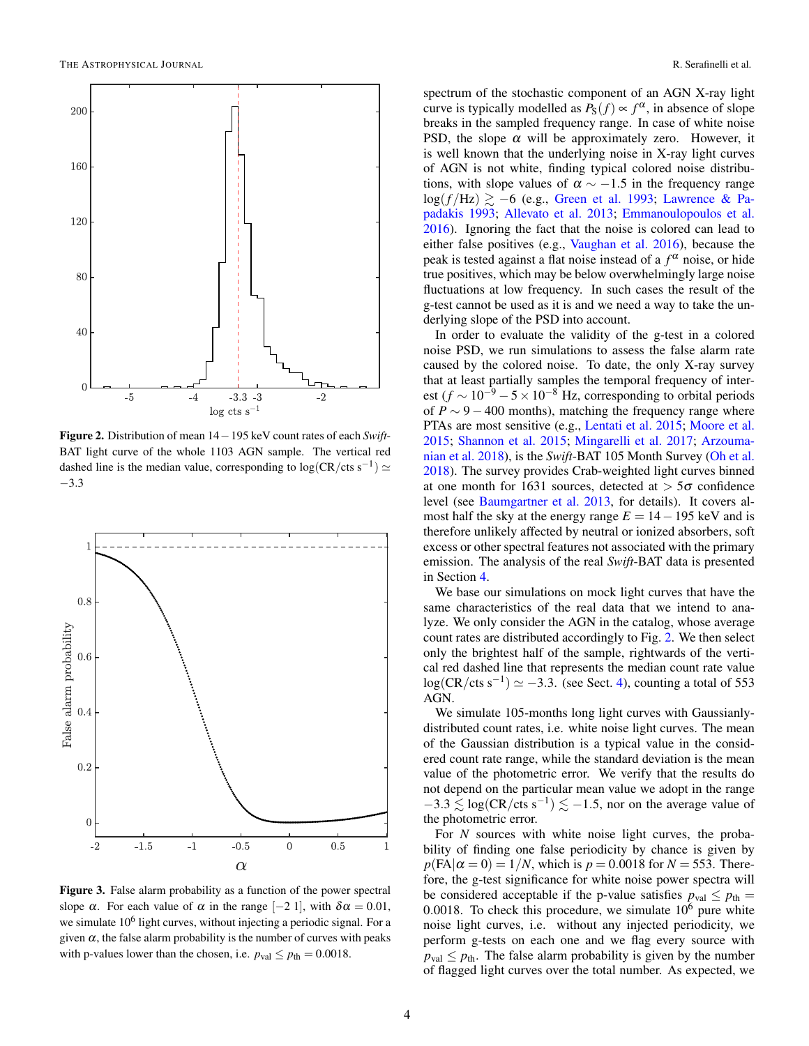**Figure 2.** Distribution of mean $14-195$ keV count rates of each *Swift*-BAT light curve of the whole 1103 AGN sample. The vertical red dashed line is the median value, corresponding to $\log(\mathrm{CR/cts\ s^{-1}}) \simeq -3.3$

**Figure 3.** False alarm probability as a function of the power spectral slope $\alpha$. For each value of $\alpha$ in the range $[-2\ 1]$, with $\delta\alpha = 0.01$, we simulate $10^6$ light curves, without injecting a periodic signal. For a given $\alpha$, the false alarm probability is the number of curves with peaks with p-values lower than the chosen, i.e. $p_{\mathrm{val}} \leq p_{\mathrm{th}} = 0.0018$.

spectrum of the stochastic component of an AGN X-ray light curve is typically modelled as $P_{\mathrm{S}}(f) \propto f^{\alpha}$, in absence of slope breaks in the sampled frequency range. In case of white noise PSD, the slope $\alpha$ will be approximately zero. However, it is well known that the underlying noise in X-ray light curves of AGN is not white, finding typical colored noise distributions, with slope values of $\alpha \sim -1.5$ in the frequency range $\log(f/\mathrm{Hz}) \gtrsim -6$ (e.g., Green et al. 1993; Lawrence & Papadakis 1993; Allevato et al. 2013; Emmanoulopoulos et al. 2016). Ignoring the fact that the noise is colored can lead to either false positives (e.g., Vaughan et al. 2016), because the peak is tested against a flat noise instead of a $f^{\alpha}$ noise, or hide true positives, which may be below overwhelmingly large noise fluctuations at low frequency. In such cases the result of the g-test cannot be used as it is and we need a way to take the underlying slope of the PSD into account.

In order to evaluate the validity of the g-test in a colored noise PSD, we run simulations to assess the false alarm rate caused by the colored noise. To date, the only X-ray survey that at least partially samples the temporal frequency of interest ($f \sim 10^{-9} - 5 \times 10^{-8}$ Hz, corresponding to orbital periods of $P \sim 9 - 400$ months), matching the frequency range where PTAs are most sensitive (e.g., Lentati et al. 2015; Moore et al. 2015; Shannon et al. 2015; Mingarelli et al. 2017; Arzoumanian et al. 2018), is the *Swift*-BAT 105 Month Survey (Oh et al. 2018). The survey provides Crab-weighted light curves binned at one month for 1631 sources, detected at $> 5\sigma$ confidence level (see Baumgartner et al. 2013, for details). It covers almost half the sky at the energy range $E = 14 - 195$ keV and is therefore unlikely affected by neutral or ionized absorbers, soft excess or other spectral features not associated with the primary emission. The analysis of the real *Swift*-BAT data is presented in Section 4.

We base our simulations on mock light curves that have the same characteristics of the real data that we intend to analyze. We only consider the AGN in the catalog, whose average count rates are distributed accordingly to Fig. 2. We then select only the brightest half of the sample, rightwards of the vertical red dashed line that represents the median count rate value $\log(\mathrm{CR/cts\ s^{-1}}) \simeq -3.3$. (see Sect. 4), counting a total of 553 AGN.

We simulate 105-months long light curves with Gaussianly-distributed count rates, i.e. white noise light curves. The mean of the Gaussian distribution is a typical value in the considered count rate range, while the standard deviation is the mean value of the photometric error. We verify that the results do not depend on the particular mean value we adopt in the range $-3.3 \lesssim \log(\mathrm{CR/cts\ s^{-1}}) \lesssim -1.5$, nor on the average value of the photometric error.

For $N$ sources with white noise light curves, the probability of finding one false periodicity by chance is given by $p(\mathrm{FA}|\alpha = 0) = 1/N$, which is $p = 0.0018$ for $N = 553$. Therefore, the g-test significance for white noise power spectra will be considered acceptable if the p-value satisfies $p_{\mathrm{val}} \leq p_{\mathrm{th}} = 0.0018$. To check this procedure, we simulate $10^6$ pure white noise light curves, i.e. without any injected periodicity, we perform g-tests on each one and we flag every source with $p_{\mathrm{val}} \leq p_{\mathrm{th}}$. The false alarm probability is given by the number of flagged light curves over the total number. As expected, we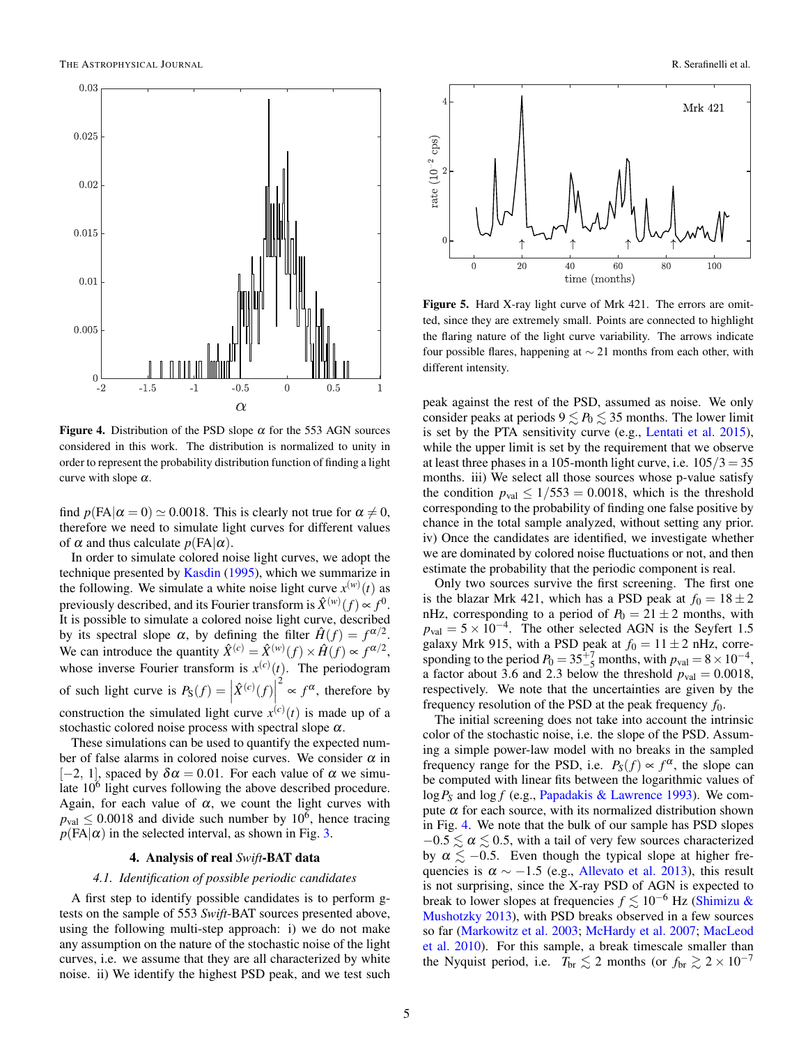**Figure 4.** Distribution of the PSD slope $\alpha$ for the 553 AGN sources considered in this work. The distribution is normalized to unity in order to represent the probability distribution function of finding a light curve with slope $\alpha$.

find $p(\mathrm{FA}|\alpha = 0) \simeq 0.0018$. This is clearly not true for $\alpha \neq 0$, therefore we need to simulate light curves for different values of $\alpha$ and thus calculate $p(\mathrm{FA}|\alpha)$.

In order to simulate colored noise light curves, we adopt the technique presented by Kasdin (1995), which we summarize in the following. We simulate a white noise light curve $x^{(w)}(t)$ as previously described, and its Fourier transform is $\hat{X}^{(w)}(f) \propto f^0$. It is possible to simulate a colored noise light curve, described by its spectral slope $\alpha$, by defining the filter $\hat{H}(f) = f^{\alpha/2}$. We can introduce the quantity $\hat{X}^{(c)} = \hat{X}^{(w)}(f) \times \hat{H}(f) \propto f^{\alpha/2}$, whose inverse Fourier transform is $x^{(c)}(t)$. The periodogram of such light curve is $P_S(f) = \left|\hat{X}^{(c)}(f)\right|^2 \propto f^{\alpha}$, therefore by construction the simulated light curve $x^{(c)}(t)$ is made up of a stochastic colored noise process with spectral slope $\alpha$.

These simulations can be used to quantify the expected number of false alarms in colored noise curves. We consider $\alpha$ in $[-2, 1]$, spaced by $\delta\alpha = 0.01$. For each value of $\alpha$ we simulate $10^6$ light curves following the above described procedure. Again, for each value of $\alpha$, we count the light curves with $p_{\mathrm{val}} \leq 0.0018$ and divide such number by $10^6$, hence tracing $p(\mathrm{FA}|\alpha)$ in the selected interval, as shown in Fig. 3.

## 4. Analysis of real *Swift*-BAT data

### 4.1. *Identification of possible periodic candidates*

A first step to identify possible candidates is to perform g-tests on the sample of 553 *Swift*-BAT sources presented above, using the following multi-step approach: i) we do not make any assumption on the nature of the stochastic noise of the light curves, i.e. we assume that they are all characterized by white noise. ii) We identify the highest PSD peak, and we test such peak against the rest of the PSD, assumed as noise. We only consider peaks at periods $9 \lesssim P_0 \lesssim 35$ months. The lower limit is set by the PTA sensitivity curve (e.g., Lentati et al. 2015), while the upper limit is set by the requirement that we observe at least three phases in a 105-month light curve, i.e. $105/3 = 35$ months. iii) We select all those sources whose p-value satisfy the condition $p_{\mathrm{val}} \leq 1/553 = 0.0018$, which is the threshold corresponding to the probability of finding one false positive by chance in the total sample analyzed, without setting any prior. iv) Once the candidates are identified, we investigate whether we are dominated by colored noise fluctuations or not, and then estimate the probability that the periodic component is real.

**Figure 5.** Hard X-ray light curve of Mrk 421. The errors are omitted, since they are extremely small. Points are connected to highlight the flaring nature of the light curve variability. The arrows indicate four possible flares, happening at $\sim 21$ months from each other, with different intensity.

Only two sources survive the first screening. The first one is the blazar Mrk 421, which has a PSD peak at $f_0 = 18 \pm 2$ nHz, corresponding to a period of $P_0 = 21 \pm 2$ months, with $p_{\mathrm{val}} = 5 \times 10^{-4}$. The other selected AGN is the Seyfert 1.5 galaxy Mrk 915, with a PSD peak at $f_0 = 11 \pm 2$ nHz, corresponding to the period $P_0 = 35^{+7}_{-5}$ months, with $p_{\mathrm{val}} = 8 \times 10^{-4}$, a factor about 3.6 and 2.3 below the threshold $p_{\mathrm{val}} = 0.0018$, respectively. We note that the uncertainties are given by the frequency resolution of the PSD at the peak frequency $f_0$.

The initial screening does not take into account the intrinsic color of the stochastic noise, i.e. the slope of the PSD. Assuming a simple power-law model with no breaks in the sampled frequency range for the PSD, i.e. $P_S(f) \propto f^{\alpha}$, the slope can be computed with linear fits between the logarithmic values of $\log P_S$ and $\log f$ (e.g., Papadakis & Lawrence 1993). We compute $\alpha$ for each source, with its normalized distribution shown in Fig. 4. We note that the bulk of our sample has PSD slopes $-0.5 \lesssim \alpha \lesssim 0.5$, with a tail of very few sources characterized by $\alpha \lesssim -0.5$. Even though the typical slope at higher frequencies is $\alpha \sim -1.5$ (e.g., Allevato et al. 2013), this result is not surprising, since the X-ray PSD of AGN is expected to break to lower slopes at frequencies $f \lesssim 10^{-6}$ Hz (Shimizu & Mushotzky 2013), with PSD breaks observed in a few sources so far (Markowitz et al. 2003; McHardy et al. 2007; MacLeod et al. 2010). For this sample, a break timescale smaller than the Nyquist period, i.e. $T_{\mathrm{br}} \lesssim 2$ months (or $f_{\mathrm{br}} \gtrsim 2 \times 10^{-7}$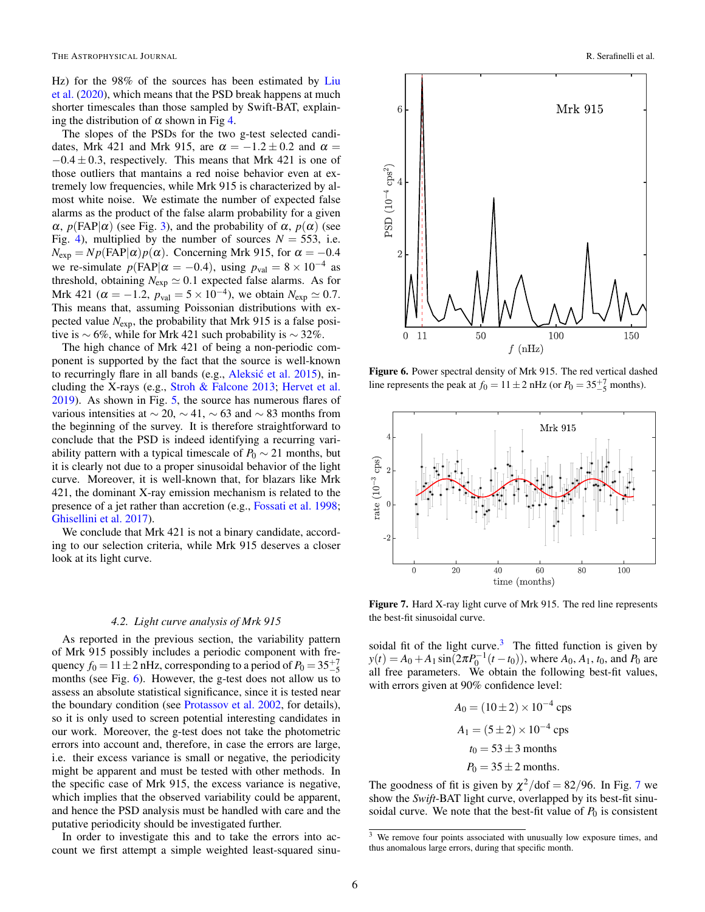Hz) for the 98% of the sources has been estimated by Liu et al. (2020), which means that the PSD break happens at much shorter timescales than those sampled by Swift-BAT, explaining the distribution of $\alpha$ shown in Fig 4.

The slopes of the PSDs for the two g-test selected candidates, Mrk 421 and Mrk 915, are $\alpha = -1.2 \pm 0.2$ and $\alpha = -0.4 \pm 0.3$, respectively. This means that Mrk 421 is one of those outliers that mantains a red noise behavior even at extremely low frequencies, while Mrk 915 is characterized by almost white noise. We estimate the number of expected false alarms as the product of the false alarm probability for a given $\alpha$, $p(\mathrm{FAP}|\alpha)$ (see Fig. 3), and the probability of $\alpha$, $p(\alpha)$ (see Fig. 4), multiplied by the number of sources $N = 553$, i.e. $N_{\mathrm{exp}} = Np(\mathrm{FAP}|\alpha)p(\alpha)$. Concerning Mrk 915, for $\alpha = -0.4$ we re-simulate $p(\mathrm{FAP}|\alpha = -0.4)$, using $p_{\mathrm{val}} = 8 \times 10^{-4}$ as threshold, obtaining $N_{\mathrm{exp}} \simeq 0.1$ expected false alarms. As for Mrk 421 ($\alpha = -1.2$, $p_{\mathrm{val}} = 5 \times 10^{-4}$), we obtain $N_{\mathrm{exp}} \simeq 0.7$. This means that, assuming Poissonian distributions with expected value $N_{\mathrm{exp}}$, the probability that Mrk 915 is a false positive is $\sim 6\%$, while for Mrk 421 such probability is $\sim 32\%$.

The high chance of Mrk 421 of being a non-periodic component is supported by the fact that the source is well-known to recurringly flare in all bands (e.g., Aleksić et al. 2015), including the X-rays (e.g., Stroh & Falcone 2013; Hervet et al. 2019). As shown in Fig. 5, the source has numerous flares of various intensities at $\sim 20$, $\sim 41$, $\sim 63$ and $\sim 83$ months from the beginning of the survey. It is therefore straightforward to conclude that the PSD is indeed identifying a recurring variability pattern with a typical timescale of $P_0 \sim 21$ months, but it is clearly not due to a proper sinusoidal behavior of the light curve. Moreover, it is well-known that, for blazars like Mrk 421, the dominant X-ray emission mechanism is related to the presence of a jet rather than accretion (e.g., Fossati et al. 1998; Ghisellini et al. 2017).

We conclude that Mrk 421 is not a binary candidate, according to our selection criteria, while Mrk 915 deserves a closer look at its light curve.

### 4.2. *Light curve analysis of Mrk 915*

As reported in the previous section, the variability pattern of Mrk 915 possibly includes a periodic component with frequency $f_0 = 11 \pm 2$ nHz, corresponding to a period of $P_0 = 35^{+7}_{-5}$ months (see Fig. 6). However, the g-test does not allow us to assess an absolute statistical significance, since it is tested near the boundary condition (see Protassov et al. 2002, for details), so it is only used to screen potential interesting candidates in our work. Moreover, the g-test does not take the photometric errors into account and, therefore, in case the errors are large, i.e. their excess variance is small or negative, the periodicity might be apparent and must be tested with other methods. In the specific case of Mrk 915, the excess variance is negative, which implies that the observed variability could be apparent, and hence the PSD analysis must be handled with care and the putative periodicity should be investigated further.

In order to investigate this and to take the errors into account we first attempt a simple weighted least-squared sinusoidal fit of the light curve.[3] The fitted function is given by $y(t) = A_0 + A_1 \sin(2\pi P_0^{-1}(t - t_0))$, where $A_0$, $A_1$, $t_0$, and $P_0$ are all free parameters. We obtain the following best-fit values, with errors given at 90% confidence level:

$$A_0 = (10 \pm 2) \times 10^{-4} \text{ cps}$$

$$A_1 = (5 \pm 2) \times 10^{-4} \text{ cps}$$

$$t_0 = 53 \pm 3 \text{ months}$$

$$P_0 = 35 \pm 2 \text{ months.}$$

The goodness of fit is given by $\chi^2/\mathrm{dof} = 82/96$. In Fig. 7 we show the *Swift*-BAT light curve, overlapped by its best-fit sinusoidal curve. We note that the best-fit value of $P_0$ is consistent

**Figure 6.** Power spectral density of Mrk 915. The red vertical dashed line represents the peak at $f_0 = 11 \pm 2$ nHz (or $P_0 = 35^{+7}_{-5}$ months).

**Figure 7.** Hard X-ray light curve of Mrk 915. The red line represents the best-fit sinusoidal curve.

[3] We remove four points associated with unusually low exposure times, and thus anomalous large errors, during that specific month.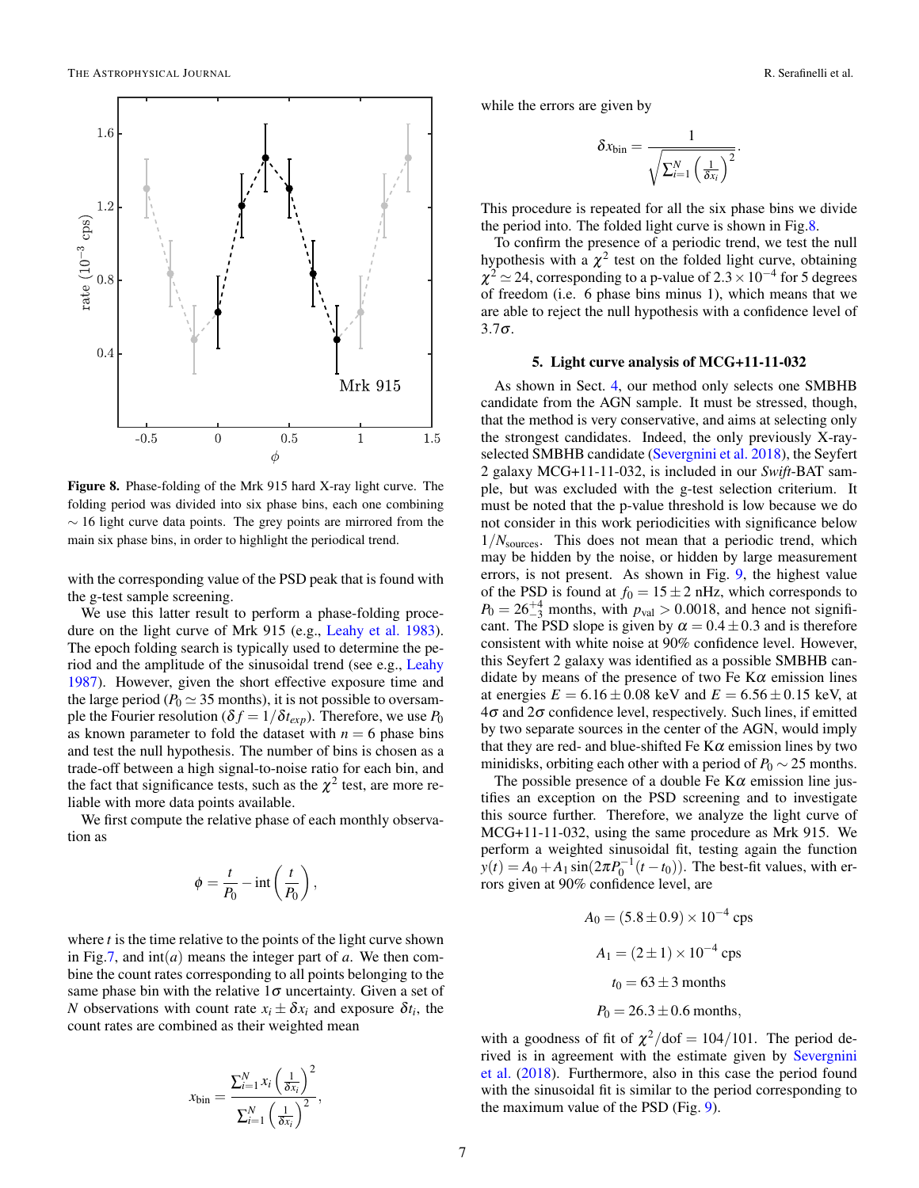**Figure 8.** Phase-folding of the Mrk 915 hard X-ray light curve. The folding period was divided into six phase bins, each one combining $\sim 16$ light curve data points. The grey points are mirrored from the main six phase bins, in order to highlight the periodical trend.

with the corresponding value of the PSD peak that is found with the g-test sample screening.

We use this latter result to perform a phase-folding procedure on the light curve of Mrk 915 (e.g., Leahy et al. 1983). The epoch folding search is typically used to determine the period and the amplitude of the sinusoidal trend (see e.g., Leahy 1987). However, given the short effective exposure time and the large period ($P_0 \simeq 35$ months), it is not possible to oversample the Fourier resolution ($\delta f = 1/\delta t_{exp}$). Therefore, we use $P_0$ as known parameter to fold the dataset with $n = 6$ phase bins and test the null hypothesis. The number of bins is chosen as a trade-off between a high signal-to-noise ratio for each bin, and the fact that significance tests, such as the $\chi^2$ test, are more reliable with more data points available.

We first compute the relative phase of each monthly observation as

$$\phi = \frac{t}{P_0} - \mathrm{int}\left(\frac{t}{P_0}\right),$$

where $t$ is the time relative to the points of the light curve shown in Fig.7, and $\mathrm{int}(a)$ means the integer part of $a$. We then combine the count rates corresponding to all points belonging to the same phase bin with the relative $1\sigma$ uncertainty. Given a set of $N$ observations with count rate $x_i \pm \delta x_i$ and exposure $\delta t_i$, the count rates are combined as their weighted mean

$$x_{\mathrm{bin}} = \frac{\sum_{i=1}^{N} x_i \left(\frac{1}{\delta x_i}\right)^2}{\sum_{i=1}^{N} \left(\frac{1}{\delta x_i}\right)^2},$$

while the errors are given by

$$\delta x_{\mathrm{bin}} = \frac{1}{\sqrt{\sum_{i=1}^{N} \left(\frac{1}{\delta x_i}\right)^2}}.$$

This procedure is repeated for all the six phase bins we divide the period into. The folded light curve is shown in Fig.8.

To confirm the presence of a periodic trend, we test the null hypothesis with a $\chi^2$ test on the folded light curve, obtaining $\chi^2 \simeq 24$, corresponding to a p-value of $2.3 \times 10^{-4}$ for 5 degrees of freedom (i.e. 6 phase bins minus 1), which means that we are able to reject the null hypothesis with a confidence level of $3.7\sigma$.

## 5. Light curve analysis of MCG+11-11-032

As shown in Sect. 4, our method only selects one SMBHB candidate from the AGN sample. It must be stressed, though, that the method is very conservative, and aims at selecting only the strongest candidates. Indeed, the only previously X-ray-selected SMBHB candidate (Severgnini et al. 2018), the Seyfert 2 galaxy MCG+11-11-032, is included in our *Swift*-BAT sample, but was excluded with the g-test selection criterium. It must be noted that the p-value threshold is low because we do not consider in this work periodicities with significance below $1/N_{\mathrm{sources}}$. This does not mean that a periodic trend, which may be hidden by the noise, or hidden by large measurement errors, is not present. As shown in Fig. 9, the highest value of the PSD is found at $f_0 = 15 \pm 2$ nHz, which corresponds to $P_0 = 26^{+4}_{-3}$ months, with $p_{\mathrm{val}} > 0.0018$, and hence not significant. The PSD slope is given by $\alpha = 0.4 \pm 0.3$ and is therefore consistent with white noise at 90% confidence level. However, this Seyfert 2 galaxy was identified as a possible SMBHB candidate by means of the presence of two Fe K$\alpha$ emission lines at energies $E = 6.16 \pm 0.08$ keV and $E = 6.56 \pm 0.15$ keV, at $4\sigma$ and $2\sigma$ confidence level, respectively. Such lines, if emitted by two separate sources in the center of the AGN, would imply that they are red- and blue-shifted Fe K$\alpha$ emission lines by two minidisks, orbiting each other with a period of $P_0 \sim 25$ months.

The possible presence of a double Fe K$\alpha$ emission line justifies an exception on the PSD screening and to investigate this source further. Therefore, we analyze the light curve of MCG+11-11-032, using the same procedure as Mrk 915. We perform a weighted sinusoidal fit, testing again the function $y(t) = A_0 + A_1 \sin(2\pi P_0^{-1}(t - t_0))$. The best-fit values, with errors given at 90% confidence level, are

$$A_0 = (5.8 \pm 0.9) \times 10^{-4} \text{ cps}$$

$$A_1 = (2 \pm 1) \times 10^{-4} \text{ cps}$$

$$t_0 = 63 \pm 3 \text{ months}$$

$$P_0 = 26.3 \pm 0.6 \text{ months},$$

with a goodness of fit of $\chi^2/\mathrm{dof} = 104/101$. The period derived is in agreement with the estimate given by Severgnini et al. (2018). Furthermore, also in this case the period found with the sinusoidal fit is similar to the period corresponding to the maximum value of the PSD (Fig. 9).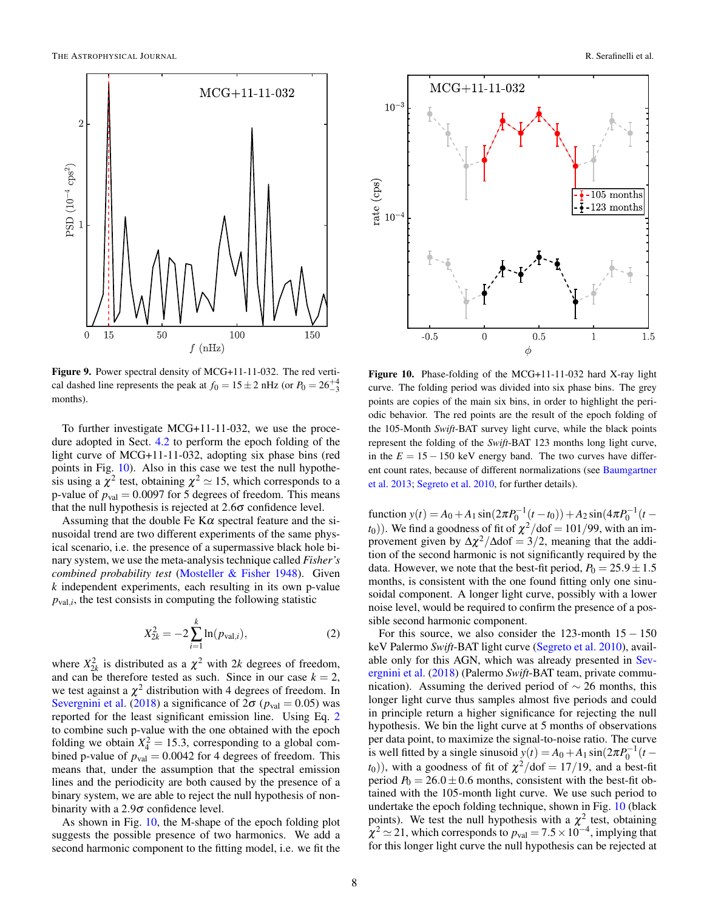**Figure 9.** Power spectral density of MCG+11-11-032. The red vertical dashed line represents the peak at $f_0 = 15 \pm 2$ nHz (or $P_0 = 26^{+4}_{-3}$ months).

To further investigate MCG+11-11-032, we use the procedure adopted in Sect. 4.2 to perform the epoch folding of the light curve of MCG+11-11-032, adopting six phase bins (red points in Fig. 10). Also in this case we test the null hypothesis using a $\chi^2$ test, obtaining $\chi^2 \simeq 15$, which corresponds to a p-value of $p_{\rm val} = 0.0097$ for 5 degrees of freedom. This means that the null hypothesis is rejected at $2.6\sigma$ confidence level.

Assuming that the double Fe K$\alpha$ spectral feature and the sinusoidal trend are two different experiments of the same physical scenario, i.e. the presence of a supermassive black hole binary system, we use the meta-analysis technique called *Fisher's combined probability test* (Mosteller & Fisher 1948). Given $k$ independent experiments, each resulting in its own p-value $p_{{\rm val},i}$, the test consists in computing the following statistic

$$X^2_{2k} = -2\sum_{i=1}^{k} \ln(p_{{\rm val},i}), \tag{2}$$

where $X^2_{2k}$ is distributed as a $\chi^2$ with $2k$ degrees of freedom, and can be therefore tested as such. Since in our case $k = 2$, we test against a $\chi^2$ distribution with 4 degrees of freedom. In Severgnini et al. (2018) a significance of $2\sigma$ ($p_{\rm val} = 0.05$) was reported for the least significant emission line. Using Eq. 2 to combine such p-value with the one obtained with the epoch folding we obtain $X^2_4 = 15.3$, corresponding to a global combined p-value of $p_{\rm val} = 0.0042$ for 4 degrees of freedom. This means that, under the assumption that the spectral emission lines and the periodicity are both caused by the presence of a binary system, we are able to reject the null hypothesis of non-binarity with a $2.9\sigma$ confidence level.

As shown in Fig. 10, the M-shape of the epoch folding plot suggests the possible presence of two harmonics. We add a second harmonic component to the fitting model, i.e. we fit the function $y(t) = A_0 + A_1 \sin(2\pi P_0^{-1}(t - t_0)) + A_2 \sin(4\pi P_0^{-1}(t - t_0))$. We find a goodness of fit of $\chi^2/{\rm dof} = 101/99$, with an improvement given by $\Delta\chi^2/\Delta{\rm dof} = 3/2$, meaning that the addition of the second harmonic is not significantly required by the data. However, we note that the best-fit period, $P_0 = 25.9 \pm 1.5$ months, is consistent with the one found fitting only one sinusoidal component. A longer light curve, possibly with a lower noise level, would be required to confirm the presence of a possible second harmonic component.

**Figure 10.** Phase-folding of the MCG+11-11-032 hard X-ray light curve. The folding period was divided into six phase bins. The grey points are copies of the main six bins, in order to highlight the periodic behavior. The red points are the result of the epoch folding of the 105-Month *Swift*-BAT survey light curve, while the black points represent the folding of the *Swift*-BAT 123 months long light curve, in the $E = 15 - 150$ keV energy band. The two curves have different count rates, because of different normalizations (see Baumgartner et al. 2013; Segreto et al. 2010, for further details).

For this source, we also consider the 123-month $15-150$ keV Palermo *Swift*-BAT light curve (Segreto et al. 2010), available only for this AGN, which was already presented in Severgnini et al. (2018) (Palermo *Swift*-BAT team, private communication). Assuming the derived period of $\sim 26$ months, this longer light curve thus samples almost five periods and could in principle return a higher significance for rejecting the null hypothesis. We bin the light curve at 5 months of observations per data point, to maximize the signal-to-noise ratio. The curve is well fitted by a single sinusoid $y(t) = A_0 + A_1 \sin(2\pi P_0^{-1}(t - t_0))$, with a goodness of fit of $\chi^2/{\rm dof} = 17/19$, and a best-fit period $P_0 = 26.0 \pm 0.6$ months, consistent with the best-fit obtained with the 105-month light curve. We use such period to undertake the epoch folding technique, shown in Fig. 10 (black points). We test the null hypothesis with a $\chi^2$ test, obtaining $\chi^2 \simeq 21$, which corresponds to $p_{\rm val} = 7.5 \times 10^{-4}$, implying that for this longer light curve the null hypothesis can be rejected at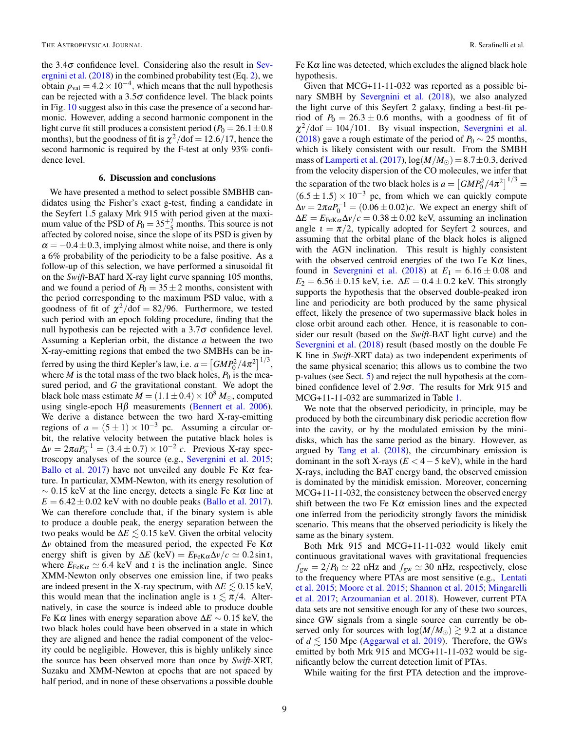the 3.4$\sigma$ confidence level. Considering also the result in Severgnini et al. (2018) in the combined probability test (Eq. 2), we obtain $p_{\rm val} = 4.2 \times 10^{-4}$, which means that the null hypothesis can be rejected with a 3.5$\sigma$ confidence level. The black points in Fig. 10 suggest also in this case the presence of a second harmonic. However, adding a second harmonic component in the light curve fit still produces a consistent period ($P_0 = 26.1 \pm 0.8$ months), but the goodness of fit is $\chi^2/\text{dof} = 12.6/17$, hence the second harmonic is required by the F-test at only 93% confidence level.

## 6. Discussion and conclusions

We have presented a method to select possible SMBHB candidates using the Fisher's exact g-test, finding a candidate in the Seyfert 1.5 galaxy Mrk 915 with period given at the maximum value of the PSD of $P_0 = 35^{+7}_{-5}$ months. This source is not affected by colored noise, since the slope of its PSD is given by $\alpha = -0.4 \pm 0.3$, implying almost white noise, and there is only a 6% probability of the periodicity to be a false positive. As a follow-up of this selection, we have performed a sinusoidal fit on the *Swift*-BAT hard X-ray light curve spanning 105 months, and we found a period of $P_0 = 35 \pm 2$ months, consistent with the period corresponding to the maximum PSD value, with a goodness of fit of $\chi^2/\text{dof} = 82/96$. Furthermore, we tested such period with an epoch folding procedure, finding that the null hypothesis can be rejected with a 3.7$\sigma$ confidence level. Assuming a Keplerian orbit, the distance $a$ between the two X-ray-emitting regions that embed the two SMBHs can be inferred by using the third Kepler's law, i.e. $a = \left[GMP_0^2/4\pi^2\right]^{1/3}$, where $M$ is the total mass of the two black holes, $P_0$ is the measured period, and $G$ the gravitational constant. We adopt the black hole mass estimate $M = (1.1 \pm 0.4) \times 10^8\, M_\odot$, computed using single-epoch H$\beta$ measurements (Bennert et al. 2006). We derive a distance between the two hard X-ray-emitting regions of $a = (5 \pm 1) \times 10^{-3}$ pc. Assuming a circular orbit, the relative velocity between the putative black holes is $\Delta v = 2\pi a P_0^{-1} = (3.4 \pm 0.7) \times 10^{-2}\, c$. Previous X-ray spectroscopy analyses of the source (e.g., Severgnini et al. 2015; Ballo et al. 2017) have not unveiled any double Fe K$\alpha$ feature. In particular, XMM-Newton, with its energy resolution of $\sim 0.15$ keV at the line energy, detects a single Fe K$\alpha$ line at $E = 6.42 \pm 0.02$ keV with no double peaks (Ballo et al. 2017). We can therefore conclude that, if the binary system is able to produce a double peak, the energy separation between the two peaks would be $\Delta E \lesssim 0.15$ keV. Given the orbital velocity $\Delta v$ obtained from the measured period, the expected Fe K$\alpha$ energy shift is given by $\Delta E$ (keV) $= E_{\rm FeK\alpha} \Delta v/c \simeq 0.2 \sin \iota$, where $E_{\rm FeK\alpha} \simeq 6.4$ keV and $\iota$ is the inclination angle. Since XMM-Newton only observes one emission line, if two peaks are indeed present in the X-ray spectrum, with $\Delta E \lesssim 0.15$ keV, this would mean that the inclination angle is $\iota \lesssim \pi/4$. Alternatively, in case the source is indeed able to produce double Fe K$\alpha$ lines with energy separation above $\Delta E \sim 0.15$ keV, the two black holes could have been observed in a state in which they are aligned and hence the radial component of the velocity could be negligible. However, this is highly unlikely since the source has been observed more than once by *Swift*-XRT, Suzaku and XMM-Newton at epochs that are not spaced by half period, and in none of these observations a possible double Fe K$\alpha$ line was detected, which excludes the aligned black hole hypothesis.

Given that MCG+11-11-032 was reported as a possible binary SMBH by Severgnini et al. (2018), we also analyzed the light curve of this Seyfert 2 galaxy, finding a best-fit period of $P_0 = 26.3 \pm 0.6$ months, with a goodness of fit of $\chi^2/\text{dof} = 104/101$. By visual inspection, Severgnini et al. (2018) gave a rough estimate of the period of $P_0 \sim 25$ months, which is likely consistent with our result. From the SMBH mass of Lamperti et al. (2017), $\log(M/M_\odot) = 8.7 \pm 0.3$, derived from the velocity dispersion of the CO molecules, we infer that the separation of the two black holes is $a = \left[GMP_0^2/4\pi^2\right]^{1/3} = (6.5 \pm 1.5) \times 10^{-3}$ pc, from which we can quickly compute $\Delta v = 2\pi a P_0^{-1} = (0.06 \pm 0.02)c$. We expect an energy shift of $\Delta E = E_{\rm FeK\alpha} \Delta v/c = 0.38 \pm 0.02$ keV, assuming an inclination angle $\iota = \pi/2$, typically adopted for Seyfert 2 sources, and assuming that the orbital plane of the black holes is aligned with the AGN inclination. This result is highly consistent with the observed centroid energies of the two Fe K$\alpha$ lines, found in Severgnini et al. (2018) at $E_1 = 6.16 \pm 0.08$ and $E_2 = 6.56 \pm 0.15$ keV, i.e. $\Delta E = 0.4 \pm 0.2$ keV. This strongly supports the hypothesis that the observed double-peaked iron line and periodicity are both produced by the same physical effect, likely the presence of two supermassive black holes in close orbit around each other. Hence, it is reasonable to consider our result (based on the *Swift*-BAT light curve) and the Severgnini et al. (2018) result (based mostly on the double Fe K line in *Swift*-XRT data) as two independent experiments of the same physical scenario; this allows us to combine the two p-values (see Sect. 5) and reject the null hypothesis at the combined confidence level of 2.9$\sigma$. The results for Mrk 915 and MCG+11-11-032 are summarized in Table 1.

We note that the observed periodicity, in principle, may be produced by both the circumbinary disk periodic accretion flow into the cavity, or by the modulated emission by the minidisks, which has the same period as the binary. However, as argued by Tang et al. (2018), the circumbinary emission is dominant in the soft X-rays ($E < 4-5$ keV), while in the hard X-rays, including the BAT energy band, the observed emission is dominated by the minidisk emission. Moreover, concerning MCG+11-11-032, the consistency between the observed energy shift between the two Fe K$\alpha$ emission lines and the expected one inferred from the periodicity strongly favors the minidisk scenario. This means that the observed periodicity is likely the same as the binary system.

Both Mrk 915 and MCG+11-11-032 would likely emit continuous gravitational waves with gravitational frequencies $f_{\rm gw} = 2/P_0 \simeq 22$ nHz and $f_{\rm gw} \simeq 30$ nHz, respectively, close to the frequency where PTAs are most sensitive (e.g., Lentati et al. 2015; Moore et al. 2015; Shannon et al. 2015; Mingarelli et al. 2017; Arzoumanian et al. 2018). However, current PTA data sets are not sensitive enough for any of these two sources, since GW signals from a single source can currently be observed only for sources with $\log(M/M_\odot) \gtrsim 9.2$ at a distance of $d \lesssim 150$ Mpc (Aggarwal et al. 2019). Therefore, the GWs emitted by both Mrk 915 and MCG+11-11-032 would be significantly below the current detection limit of PTAs.

While waiting for the first PTA detection and the improve-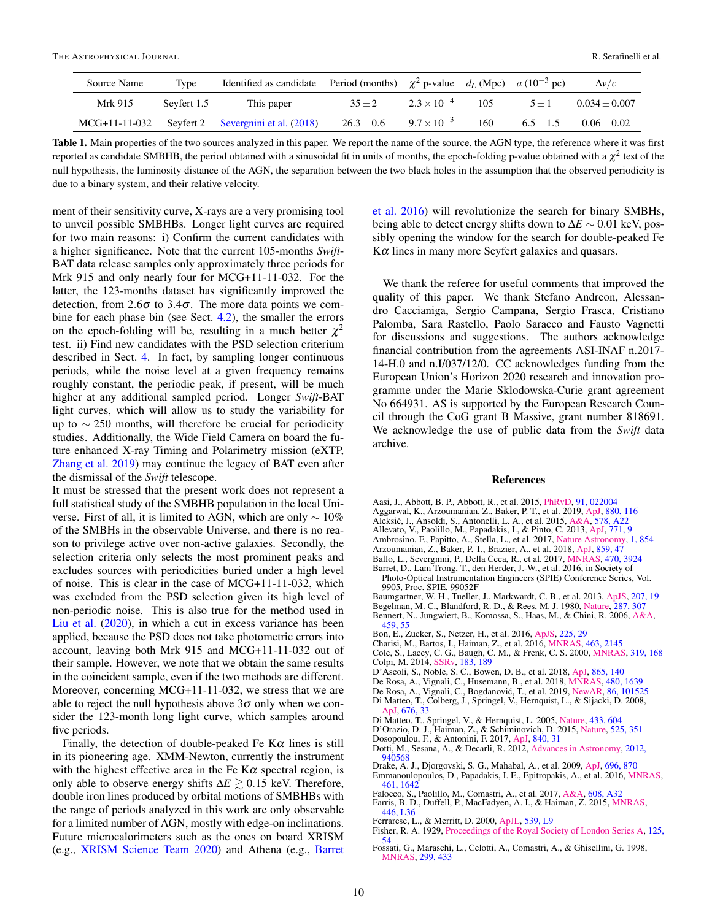| Source Name | Type | Identified as candidate | Period (months) | $\chi^2$ p-value | $d_L$ (Mpc) | $a$ ($10^{-3}$ pc) | $\Delta v/c$ |
|---|---|---|---|---|---|---|---|
| Mrk 915 | Seyfert 1.5 | This paper | $35 \pm 2$ | $2.3 \times 10^{-4}$ | 105 | $5 \pm 1$ | $0.034 \pm 0.007$ |
| MCG+11-11-032 | Seyfert 2 | Severgnini et al. (2018) | $26.3 \pm 0.6$ | $9.7 \times 10^{-3}$ | 160 | $6.5 \pm 1.5$ | $0.06 \pm 0.02$ |

**Table 1.** Main properties of the two sources analyzed in this paper. We report the name of the source, the AGN type, the reference where it was first reported as candidate SMBHB, the period obtained with a sinusoidal fit in units of months, the epoch-folding p-value obtained with a $\chi^2$ test of the null hypothesis, the luminosity distance of the AGN, the separation between the two black holes in the assumption that the observed periodicity is due to a binary system, and their relative velocity.

ment of their sensitivity curve, X-rays are a very promising tool to unveil possible SMBHBs. Longer light curves are required for two main reasons: i) Confirm the current candidates with a higher significance. Note that the current 105-months *Swift*-BAT data release samples only approximately three periods for Mrk 915 and only nearly four for MCG+11-11-032. For the latter, the 123-months dataset has significantly improved the detection, from $2.6\sigma$ to $3.4\sigma$. The more data points we combine for each phase bin (see Sect. 4.2), the smaller the errors on the epoch-folding will be, resulting in a much better $\chi^2$ test. ii) Find new candidates with the PSD selection criterium described in Sect. 4. In fact, by sampling longer continuous periods, while the noise level at a given frequency remains roughly constant, the periodic peak, if present, will be much higher at any additional sampled period. Longer *Swift*-BAT light curves, which will allow us to study the variability for up to $\sim 250$ months, will therefore be crucial for periodicity studies. Additionally, the Wide Field Camera on board the future enhanced X-ray Timing and Polarimetry mission (eXTP, Zhang et al. 2019) may continue the legacy of BAT even after the dismissal of the *Swift* telescope.

It must be stressed that the present work does not represent a full statistical study of the SMBHB population in the local Universe. First of all, it is limited to AGN, which are only $\sim 10\%$ of the SMBHs in the observable Universe, and there is no reason to privilege active over non-active galaxies. Secondly, the selection criteria only selects the most prominent peaks and excludes sources with periodicities buried under a high level of noise. This is clear in the case of MCG+11-11-032, which was excluded from the PSD selection given its high level of non-periodic noise. This is also true for the method used in Liu et al. (2020), in which a cut in excess variance has been applied, because the PSD does not take photometric errors into account, leaving both Mrk 915 and MCG+11-11-032 out of their sample. However, we note that we obtain the same results in the coincident sample, even if the two methods are different. Moreover, concerning MCG+11-11-032, we stress that we are able to reject the null hypothesis above $3\sigma$ only when we consider the 123-month long light curve, which samples around five periods.

Finally, the detection of double-peaked Fe K$\alpha$ lines is still in its pioneering age. XMM-Newton, currently the instrument with the highest effective area in the Fe K$\alpha$ spectral region, is only able to observe energy shifts $\Delta E \gtrsim 0.15$ keV. Therefore, double iron lines produced by orbital motions of SMBHBs with the range of periods analyzed in this work are only observable for a limited number of AGN, mostly with edge-on inclinations. Future microcalorimeters such as the ones on board XRISM (e.g., XRISM Science Team 2020) and Athena (e.g., Barret et al. 2016) will revolutionize the search for binary SMBHs, being able to detect energy shifts down to $\Delta E \sim 0.01$ keV, possibly opening the window for the search for double-peaked Fe K$\alpha$ lines in many more Seyfert galaxies and quasars.

We thank the referee for useful comments that improved the quality of this paper. We thank Stefano Andreon, Alessandro Caccianiga, Sergio Campana, Sergio Frasca, Cristiano Palomba, Sara Rastello, Paolo Saracco and Fausto Vagnetti for discussions and suggestions. The authors acknowledge financial contribution from the agreements ASI-INAF n.2017-14-H.0 and n.I/037/12/0. CC acknowledges funding from the European Union's Horizon 2020 research and innovation programme under the Marie Sklodowska-Curie grant agreement No 664931. AS is supported by the European Research Council through the CoG grant B Massive, grant number 818691. We acknowledge the use of public data from the *Swift* data archive.

## References

Aasi, J., Abbott, B. P., Abbott, R., et al. 2015, PhRvD, 91, 022004
Aggarwal, K., Arzoumanian, Z., Baker, P. T., et al. 2019, ApJ, 880, 116
Aleksić, J., Ansoldi, S., Antonelli, L. A., et al. 2015, A&A, 578, A22
Allevato, V., Paolillo, M., Papadakis, I., & Pinto, C. 2013, ApJ, 771, 9
Ambrosino, F., Papitto, A., Stella, L., et al. 2017, Nature Astronomy, 1, 854
Arzoumanian, Z., Baker, P. T., Brazier, A., et al. 2018, ApJ, 859, 47
Ballo, L., Severgnini, P., Della Ceca, R., et al. 2017, MNRAS, 470, 3924
Barret, D., Lam Trong, T., den Herder, J.-W., et al. 2016, in Society of Photo-Optical Instrumentation Engineers (SPIE) Conference Series, Vol. 9905, Proc. SPIE, 99052F
Baumgartner, W. H., Tueller, J., Markwardt, C. B., et al. 2013, ApJS, 207, 19
Begelman, M. C., Blandford, R. D., & Rees, M. J. 1980, Nature, 287, 307
Bennert, N., Jungwiert, B., Komossa, S., Haas, M., & Chini, R. 2006, A&A, 459, 55
Bon, E., Zucker, S., Netzer, H., et al. 2016, ApJS, 225, 29
Charisi, M., Bartos, I., Haiman, Z., et al. 2016, MNRAS, 463, 2145
Cole, S., Lacey, C. G., Baugh, C. M., & Frenk, C. S. 2000, MNRAS, 319, 168
Colpi, M. 2014, SSRv, 183, 189
D'Ascoli, S., Noble, S. C., Bowen, D. B., et al. 2018, ApJ, 865, 140
De Rosa, A., Vignali, C., Husemann, B., et al. 2018, MNRAS, 480, 1639
De Rosa, A., Vignali, C., Bogdanović, T., et al. 2019, NewAR, 86, 101525
Di Matteo, T., Colberg, J., Springel, V., Hernquist, L., & Sijacki, D. 2008, ApJ, 676, 33
Di Matteo, T., Springel, V., & Hernquist, L. 2005, Nature, 433, 604
D'Orazio, D. J., Haiman, Z., & Schiminovich, D. 2015, Nature, 525, 351
Dosopoulou, F., & Antonini, F. 2017, ApJ, 840, 31
Dotti, M., Sesana, A., & Decarli, R. 2012, Advances in Astronomy, 2012, 940568
Drake, A. J., Djorgovski, S. G., Mahabal, A., et al. 2009, ApJ, 696, 870
Emmanoulopoulos, D., Papadakis, I. E., Epitropakis, A., et al. 2016, MNRAS, 461, 1642
Falocco, S., Paolillo, M., Comastri, A., et al. 2017, A&A, 608, A32
Farris, B. D., Duffell, P., MacFadyen, A. I., & Haiman, Z. 2015, MNRAS, 446, L36
Ferrarese, L., & Merritt, D. 2000, ApJL, 539, L9
Fisher, R. A. 1929, Proceedings of the Royal Society of London Series A, 125, 54
Fossati, G., Maraschi, L., Celotti, A., Comastri, A., & Ghisellini, G. 1998, MNRAS, 299, 433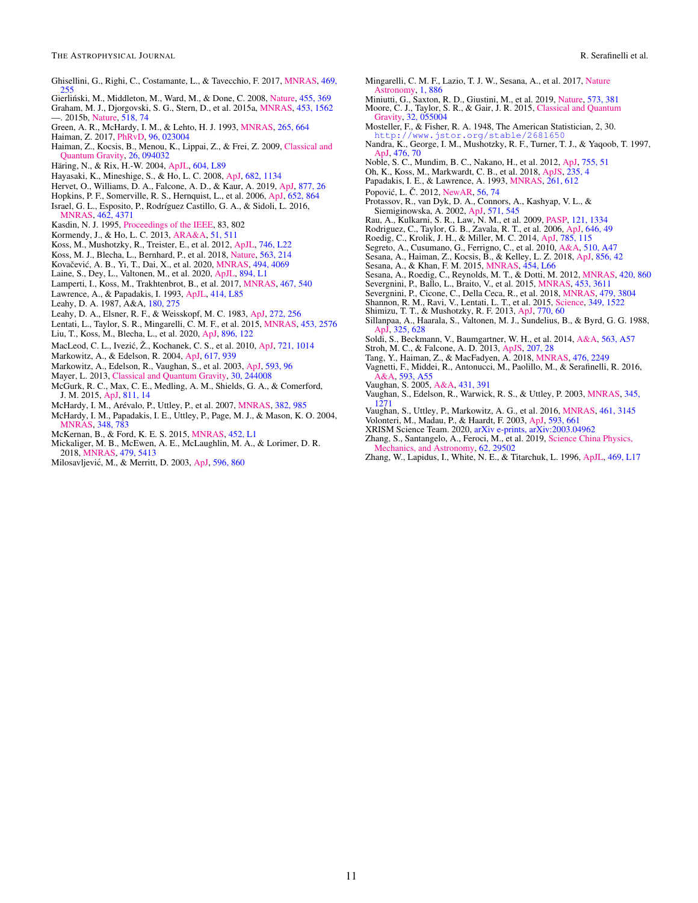Ghisellini, G., Righi, C., Costamante, L., & Tavecchio, F. 2017, MNRAS, 469, 255

Gierliński, M., Middleton, M., Ward, M., & Done, C. 2008, Nature, 455, 369

Graham, M. J., Djorgovski, S. G., Stern, D., et al. 2015a, MNRAS, 453, 1562

—. 2015b, Nature, 518, 74

Green, A. R., McHardy, I. M., & Lehto, H. J. 1993, MNRAS, 265, 664

Haiman, Z. 2017, PhRvD, 96, 023004

Haiman, Z., Kocsis, B., Menou, K., Lippai, Z., & Frei, Z. 2009, Classical and Quantum Gravity, 26, 094032

Häring, N., & Rix, H.-W. 2004, ApJL, 604, L89

Hayasaki, K., Mineshige, S., & Ho, L. C. 2008, ApJ, 682, 1134

Hervet, O., Williams, D. A., Falcone, A. D., & Kaur, A. 2019, ApJ, 877, 26

Hopkins, P. F., Somerville, R. S., Hernquist, L., et al. 2006, ApJ, 652, 864

Israel, G. L., Esposito, P., Rodríguez Castillo, G. A., & Sidoli, L. 2016, MNRAS, 462, 4371

Kasdin, N. J. 1995, Proceedings of the IEEE, 83, 802

Kormendy, J., & Ho, L. C. 2013, ARA&A, 51, 511

Koss, M., Mushotzky, R., Treister, E., et al. 2012, ApJL, 746, L22

Koss, M. J., Blecha, L., Bernhard, P., et al. 2018, Nature, 563, 214

Kovačević, A. B., Yi, T., Dai, X., et al. 2020, MNRAS, 494, 4069

Laine, S., Dey, L., Valtonen, M., et al. 2020, ApJL, 894, L1

Lamperti, I., Koss, M., Trakhtenbrot, B., et al. 2017, MNRAS, 467, 540

Lawrence, A., & Papadakis, I. 1993, ApJL, 414, L85

Leahy, D. A. 1987, A&A, 180, 275

Leahy, D. A., Elsner, R. F., & Weisskopf, M. C. 1983, ApJ, 272, 256

Lentati, L., Taylor, S. R., Mingarelli, C. M. F., et al. 2015, MNRAS, 453, 2576

Liu, T., Koss, M., Blecha, L., et al. 2020, ApJ, 896, 122

MacLeod, C. L., Ivezić, Ž., Kochanek, C. S., et al. 2010, ApJ, 721, 1014

Markowitz, A., & Edelson, R. 2004, ApJ, 617, 939

Markowitz, A., Edelson, R., Vaughan, S., et al. 2003, ApJ, 593, 96

Mayer, L. 2013, Classical and Quantum Gravity, 30, 244008

McGurk, R. C., Max, C. E., Medling, A. M., Shields, G. A., & Comerford, J. M. 2015, ApJ, 811, 14

McHardy, I. M., Arévalo, P., Uttley, P., et al. 2007, MNRAS, 382, 985

McHardy, I. M., Papadakis, I. E., Uttley, P., Page, M. J., & Mason, K. O. 2004, MNRAS, 348, 783

McKernan, B., & Ford, K. E. S. 2015, MNRAS, 452, L1

Mickaliger, M. B., McEwen, A. E., McLaughlin, M. A., & Lorimer, D. R. 2018, MNRAS, 479, 5413

Milosavljević, M., & Merritt, D. 2003, ApJ, 596, 860

Mingarelli, C. M. F., Lazio, T. J. W., Sesana, A., et al. 2017, Nature Astronomy, 1, 886

Miniutti, G., Saxton, R. D., Giustini, M., et al. 2019, Nature, 573, 381

Moore, C. J., Taylor, S. R., & Gair, J. R. 2015, Classical and Quantum Gravity, 32, 055004

Mosteller, F., & Fisher, R. A. 1948, The American Statistician, 2, 30. http://www.jstor.org/stable/2681650

Nandra, K., George, I. M., Mushotzky, R. F., Turner, T. J., & Yaqoob, T. 1997, ApJ, 476, 70

Noble, S. C., Mundim, B. C., Nakano, H., et al. 2012, ApJ, 755, 51

Oh, K., Koss, M., Markwardt, C. B., et al. 2018, ApJS, 235, 4

Papadakis, I. E., & Lawrence, A. 1993, MNRAS, 261, 612

Popović, L. Č. 2012, NewAR, 56, 74

Protassov, R., van Dyk, D. A., Connors, A., Kashyap, V. L., & Siemiginowska, A. 2002, ApJ, 571, 545

Rau, A., Kulkarni, S. R., Law, N. M., et al. 2009, PASP, 121, 1334

Rodriguez, C., Taylor, G. B., Zavala, R. T., et al. 2006, ApJ, 646, 49

Roedig, C., Krolik, J. H., & Miller, M. C. 2014, ApJ, 785, 115

Segreto, A., Cusumano, G., Ferrigno, C., et al. 2010, A&A, 510, A47

Sesana, A., Haiman, Z., Kocsis, B., & Kelley, L. Z. 2018, ApJ, 856, 42

Sesana, A., & Khan, F. M. 2015, MNRAS, 454, L66

Sesana, A., Roedig, C., Reynolds, M. T., & Dotti, M. 2012, MNRAS, 420, 860

Severgnini, P., Ballo, L., Braito, V., et al. 2015, MNRAS, 453, 3611

Severgnini, P., Cicone, C., Della Ceca, R., et al. 2018, MNRAS, 479, 3804

Shannon, R. M., Ravi, V., Lentati, L. T., et al. 2015, Science, 349, 1522

Shimizu, T. T., & Mushotzky, R. F. 2013, ApJ, 770, 60

Sillanpaa, A., Haarala, S., Valtonen, M. J., Sundelius, B., & Byrd, G. G. 1988, ApJ, 325, 628

Soldi, S., Beckmann, V., Baumgartner, W. H., et al. 2014, A&A, 563, A57

Stroh, M. C., & Falcone, A. D. 2013, ApJS, 207, 28

Tang, Y., Haiman, Z., & MacFadyen, A. 2018, MNRAS, 476, 2249

Vagnetti, F., Middei, R., Antonucci, M., Paolillo, M., & Serafinelli, R. 2016, A&A, 593, A55

Vaughan, S. 2005, A&A, 431, 391

Vaughan, S., Edelson, R., Warwick, R. S., & Uttley, P. 2003, MNRAS, 345, 1271

Vaughan, S., Uttley, P., Markowitz, A. G., et al. 2016, MNRAS, 461, 3145

Volonteri, M., Madau, P., & Haardt, F. 2003, ApJ, 593, 661

XRISM Science Team. 2020, arXiv e-prints, arXiv:2003.04962

Zhang, S., Santangelo, A., Feroci, M., et al. 2019, Science China Physics, Mechanics, and Astronomy, 62, 29502

Zhang, W., Lapidus, I., White, N. E., & Titarchuk, L. 1996, ApJL, 469, L17